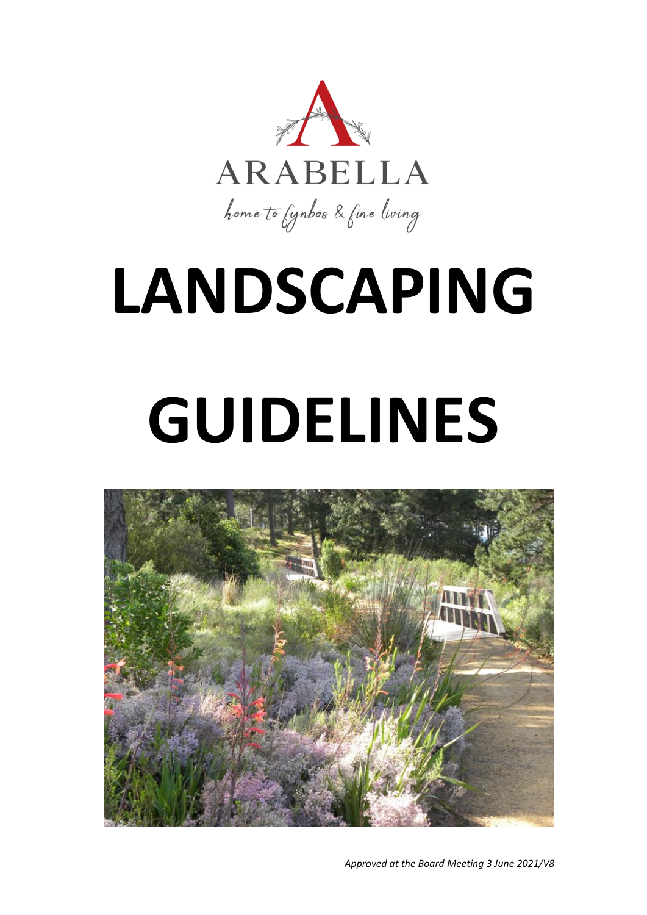ARABELLA

home to fynbos & fine living

# LANDSCAPING

# GUIDELINES

*Approved at the Board Meeting 3 June 2021/V8*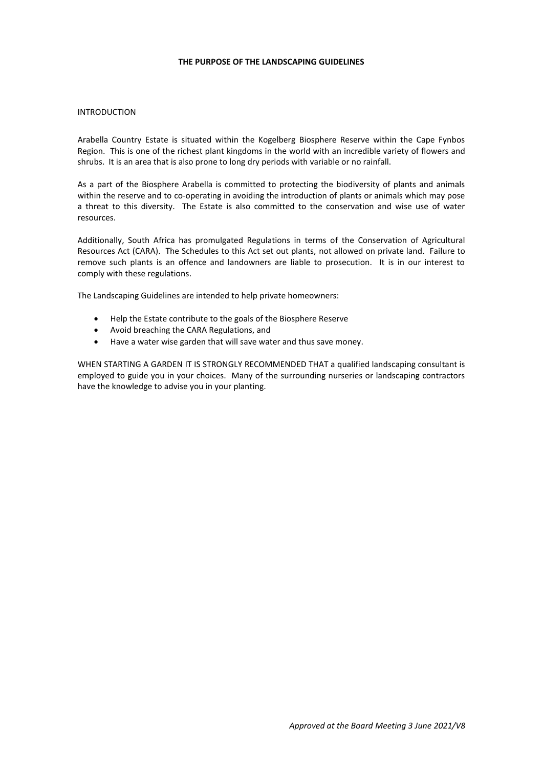# THE PURPOSE OF THE LANDSCAPING GUIDELINES

## INTRODUCTION

Arabella Country Estate is situated within the Kogelberg Biosphere Reserve within the Cape Fynbos Region. This is one of the richest plant kingdoms in the world with an incredible variety of flowers and shrubs. It is an area that is also prone to long dry periods with variable or no rainfall.

As a part of the Biosphere Arabella is committed to protecting the biodiversity of plants and animals within the reserve and to co-operating in avoiding the introduction of plants or animals which may pose a threat to this diversity. The Estate is also committed to the conservation and wise use of water resources.

Additionally, South Africa has promulgated Regulations in terms of the Conservation of Agricultural Resources Act (CARA). The Schedules to this Act set out plants, not allowed on private land. Failure to remove such plants is an offence and landowners are liable to prosecution. It is in our interest to comply with these regulations.

The Landscaping Guidelines are intended to help private homeowners:

- Help the Estate contribute to the goals of the Biosphere Reserve
- Avoid breaching the CARA Regulations, and
- Have a water wise garden that will save water and thus save money.

WHEN STARTING A GARDEN IT IS STRONGLY RECOMMENDED THAT a qualified landscaping consultant is employed to guide you in your choices. Many of the surrounding nurseries or landscaping contractors have the knowledge to advise you in your planting.

*Approved at the Board Meeting 3 June 2021/V8*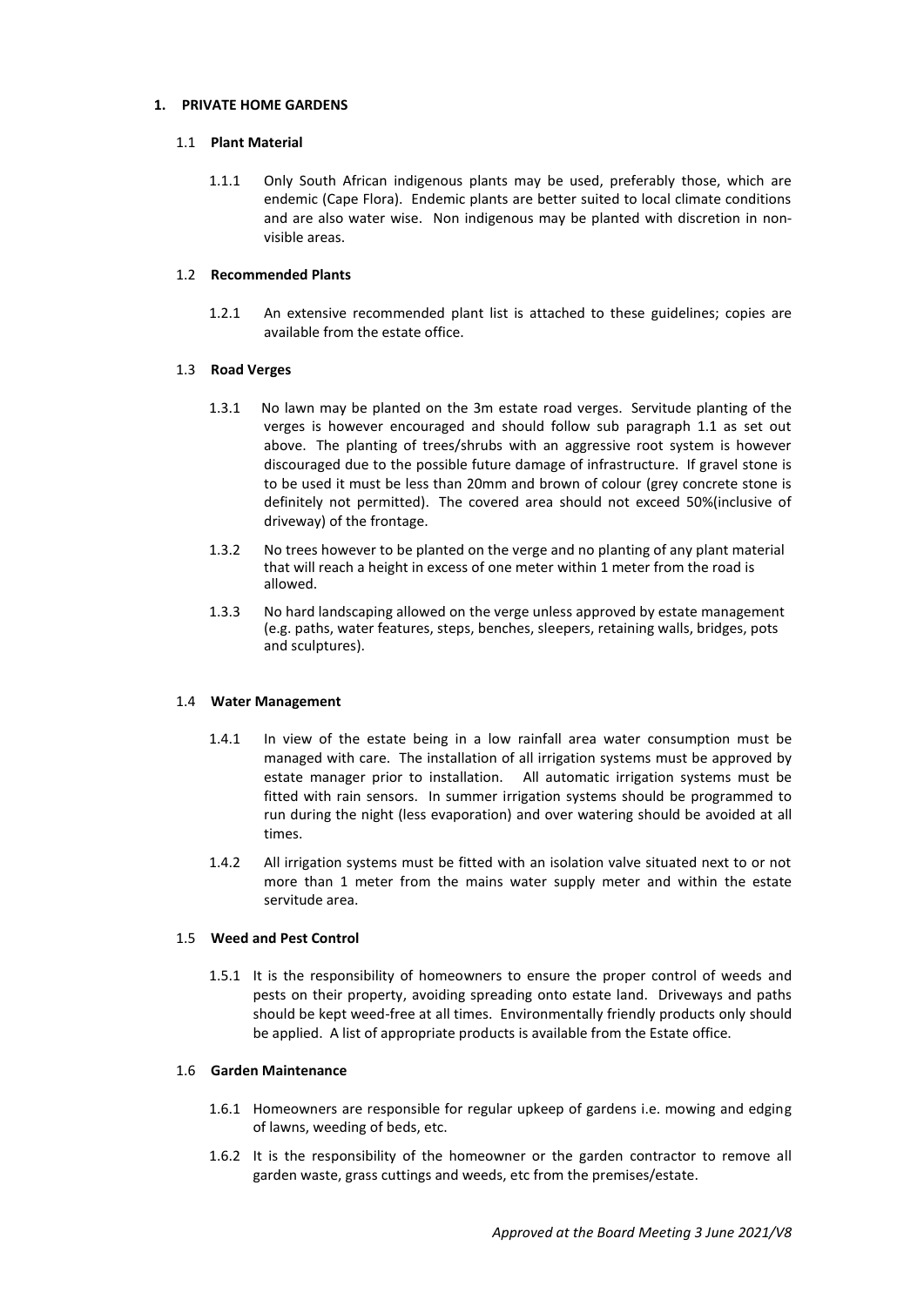## 1. PRIVATE HOME GARDENS

### 1.1 Plant Material

1.1.1 Only South African indigenous plants may be used, preferably those, which are endemic (Cape Flora). Endemic plants are better suited to local climate conditions and are also water wise. Non indigenous may be planted with discretion in non-visible areas.

### 1.2 Recommended Plants

1.2.1 An extensive recommended plant list is attached to these guidelines; copies are available from the estate office.

### 1.3 Road Verges

1.3.1 No lawn may be planted on the 3m estate road verges. Servitude planting of the verges is however encouraged and should follow sub paragraph 1.1 as set out above. The planting of trees/shrubs with an aggressive root system is however discouraged due to the possible future damage of infrastructure. If gravel stone is to be used it must be less than 20mm and brown of colour (grey concrete stone is definitely not permitted). The covered area should not exceed 50%(inclusive of driveway) of the frontage.

1.3.2 No trees however to be planted on the verge and no planting of any plant material that will reach a height in excess of one meter within 1 meter from the road is allowed.

1.3.3 No hard landscaping allowed on the verge unless approved by estate management (e.g. paths, water features, steps, benches, sleepers, retaining walls, bridges, pots and sculptures).

### 1.4 Water Management

1.4.1 In view of the estate being in a low rainfall area water consumption must be managed with care. The installation of all irrigation systems must be approved by estate manager prior to installation. All automatic irrigation systems must be fitted with rain sensors. In summer irrigation systems should be programmed to run during the night (less evaporation) and over watering should be avoided at all times.

1.4.2 All irrigation systems must be fitted with an isolation valve situated next to or not more than 1 meter from the mains water supply meter and within the estate servitude area.

### 1.5 Weed and Pest Control

1.5.1 It is the responsibility of homeowners to ensure the proper control of weeds and pests on their property, avoiding spreading onto estate land. Driveways and paths should be kept weed-free at all times. Environmentally friendly products only should be applied. A list of appropriate products is available from the Estate office.

### 1.6 Garden Maintenance

1.6.1 Homeowners are responsible for regular upkeep of gardens i.e. mowing and edging of lawns, weeding of beds, etc.

1.6.2 It is the responsibility of the homeowner or the garden contractor to remove all garden waste, grass cuttings and weeds, etc from the premises/estate.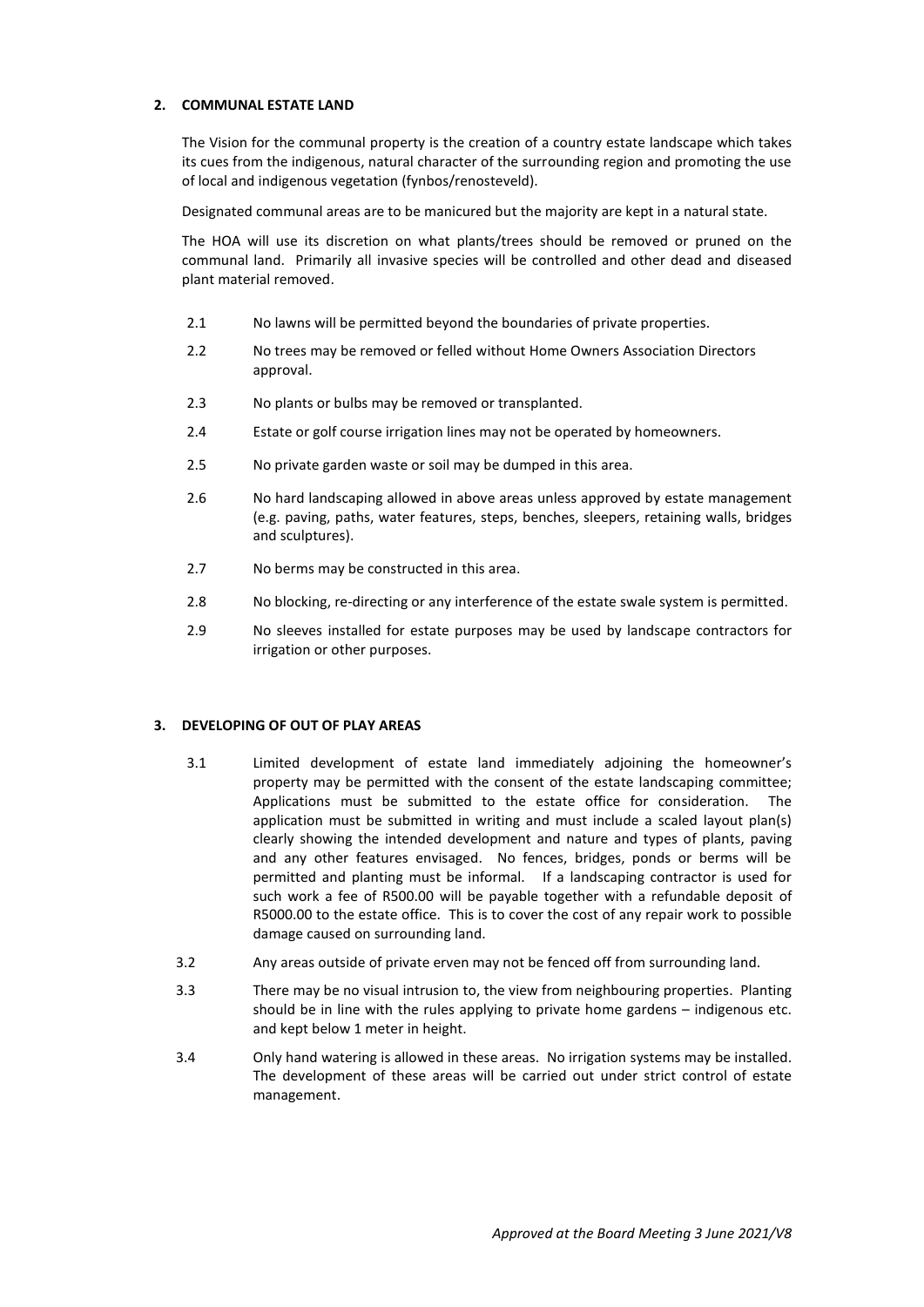## 2. COMMUNAL ESTATE LAND

The Vision for the communal property is the creation of a country estate landscape which takes its cues from the indigenous, natural character of the surrounding region and promoting the use of local and indigenous vegetation (fynbos/renosteveld).

Designated communal areas are to be manicured but the majority are kept in a natural state.

The HOA will use its discretion on what plants/trees should be removed or pruned on the communal land. Primarily all invasive species will be controlled and other dead and diseased plant material removed.

2.1 No lawns will be permitted beyond the boundaries of private properties.

2.2 No trees may be removed or felled without Home Owners Association Directors approval.

2.3 No plants or bulbs may be removed or transplanted.

2.4 Estate or golf course irrigation lines may not be operated by homeowners.

2.5 No private garden waste or soil may be dumped in this area.

2.6 No hard landscaping allowed in above areas unless approved by estate management (e.g. paving, paths, water features, steps, benches, sleepers, retaining walls, bridges and sculptures).

2.7 No berms may be constructed in this area.

2.8 No blocking, re-directing or any interference of the estate swale system is permitted.

2.9 No sleeves installed for estate purposes may be used by landscape contractors for irrigation or other purposes.

## 3. DEVELOPING OF OUT OF PLAY AREAS

3.1 Limited development of estate land immediately adjoining the homeowner's property may be permitted with the consent of the estate landscaping committee; Applications must be submitted to the estate office for consideration. The application must be submitted in writing and must include a scaled layout plan(s) clearly showing the intended development and nature and types of plants, paving and any other features envisaged. No fences, bridges, ponds or berms will be permitted and planting must be informal. If a landscaping contractor is used for such work a fee of R500.00 will be payable together with a refundable deposit of R5000.00 to the estate office. This is to cover the cost of any repair work to possible damage caused on surrounding land.

3.2 Any areas outside of private erven may not be fenced off from surrounding land.

3.3 There may be no visual intrusion to, the view from neighbouring properties. Planting should be in line with the rules applying to private home gardens – indigenous etc. and kept below 1 meter in height.

3.4 Only hand watering is allowed in these areas. No irrigation systems may be installed. The development of these areas will be carried out under strict control of estate management.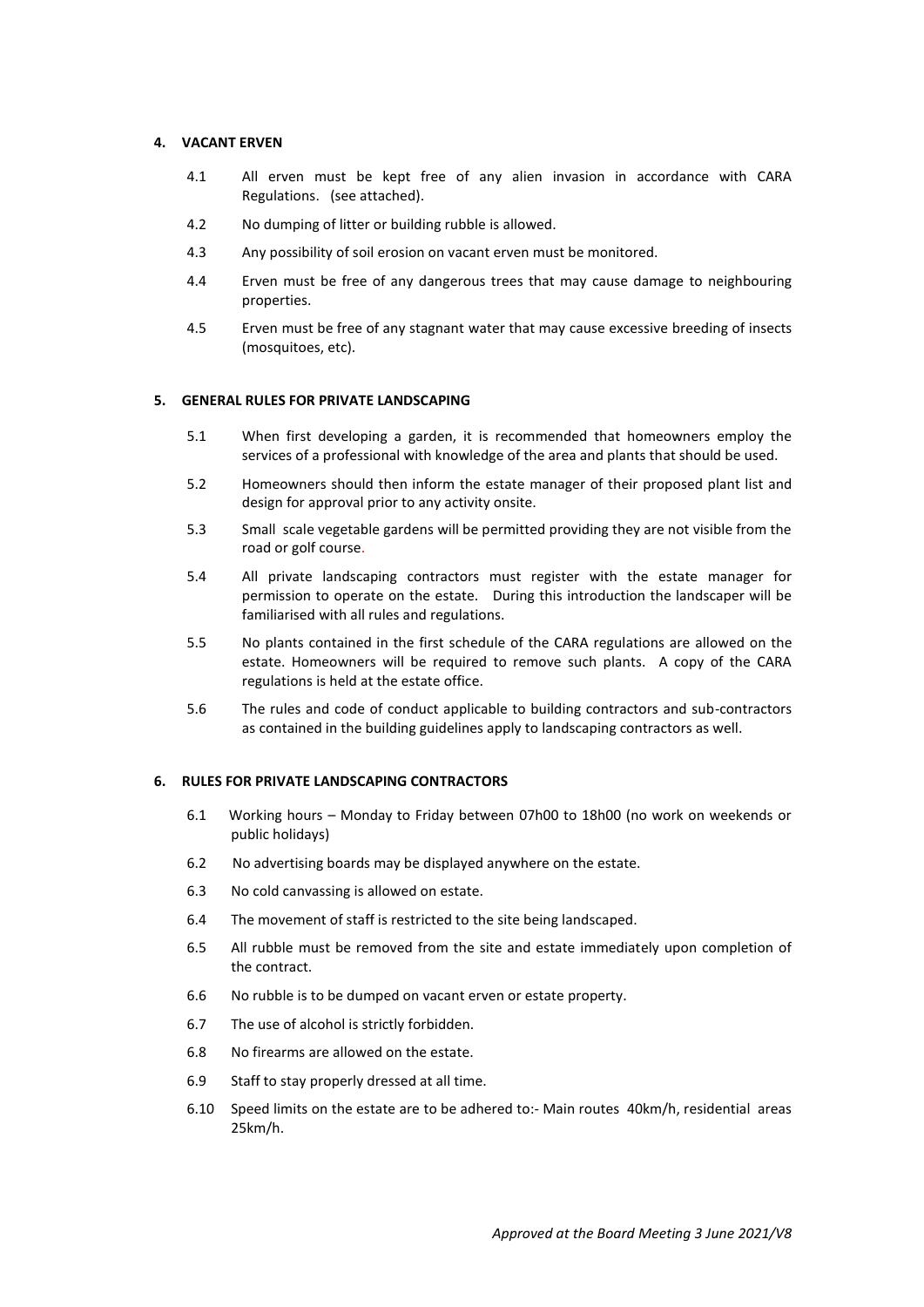## 4. VACANT ERVEN

4.1 All erven must be kept free of any alien invasion in accordance with CARA Regulations. (see attached).

4.2 No dumping of litter or building rubble is allowed.

4.3 Any possibility of soil erosion on vacant erven must be monitored.

4.4 Erven must be free of any dangerous trees that may cause damage to neighbouring properties.

4.5 Erven must be free of any stagnant water that may cause excessive breeding of insects (mosquitoes, etc).

## 5. GENERAL RULES FOR PRIVATE LANDSCAPING

5.1 When first developing a garden, it is recommended that homeowners employ the services of a professional with knowledge of the area and plants that should be used.

5.2 Homeowners should then inform the estate manager of their proposed plant list and design for approval prior to any activity onsite.

5.3 Small scale vegetable gardens will be permitted providing they are not visible from the road or golf course.

5.4 All private landscaping contractors must register with the estate manager for permission to operate on the estate. During this introduction the landscaper will be familiarised with all rules and regulations.

5.5 No plants contained in the first schedule of the CARA regulations are allowed on the estate. Homeowners will be required to remove such plants. A copy of the CARA regulations is held at the estate office.

5.6 The rules and code of conduct applicable to building contractors and sub-contractors as contained in the building guidelines apply to landscaping contractors as well.

## 6. RULES FOR PRIVATE LANDSCAPING CONTRACTORS

6.1 Working hours – Monday to Friday between 07h00 to 18h00 (no work on weekends or public holidays)

6.2 No advertising boards may be displayed anywhere on the estate.

6.3 No cold canvassing is allowed on estate.

6.4 The movement of staff is restricted to the site being landscaped.

6.5 All rubble must be removed from the site and estate immediately upon completion of the contract.

6.6 No rubble is to be dumped on vacant erven or estate property.

6.7 The use of alcohol is strictly forbidden.

6.8 No firearms are allowed on the estate.

6.9 Staff to stay properly dressed at all time.

6.10 Speed limits on the estate are to be adhered to:- Main routes 40km/h, residential areas 25km/h.

*Approved at the Board Meeting 3 June 2021/V8*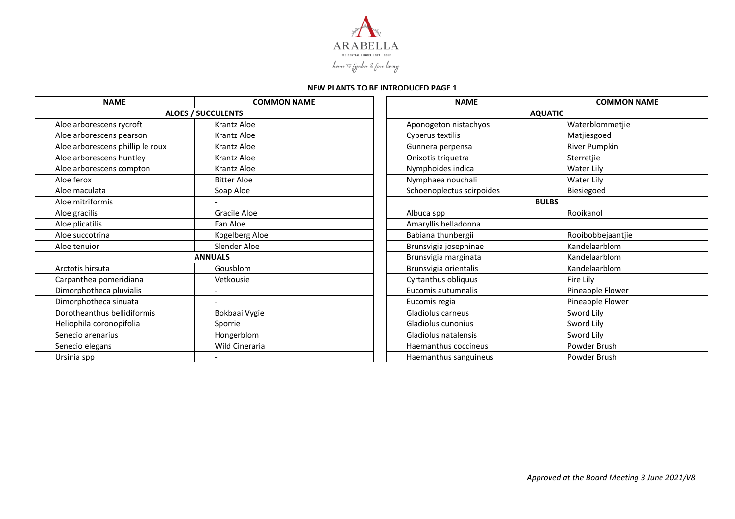ARABELLA

RESIDENTIAL | HOTEL | SPA | GOLF

home to fynbos & fine living

**NEW PLANTS TO BE INTRODUCED PAGE 1**

| NAME | COMMON NAME |
|---|---|
| **ALOES / SUCCULENTS** | |
| Aloe arborescens rycroft | Krantz Aloe |
| Aloe arborescens pearson | Krantz Aloe |
| Aloe arborescens phillip le roux | Krantz Aloe |
| Aloe arborescens huntley | Krantz Aloe |
| Aloe arborescens compton | Krantz Aloe |
| Aloe ferox | Bitter Aloe |
| Aloe maculata | Soap Aloe |
| Aloe mitriformis | - |
| Aloe gracilis | Gracile Aloe |
| Aloe plicatilis | Fan Aloe |
| Aloe succotrina | Kogelberg Aloe |
| Aloe tenuior | Slender Aloe |
| **ANNUALS** | |
| Arctotis hirsuta | Gousblom |
| Carpanthea pomeridiana | Vetkousie |
| Dimorphotheca pluvialis | - |
| Dimorphotheca sinuata | - |
| Dorotheanthus bellidiformis | Bokbaai Vygie |
| Heliophila coronopifolia | Sporrie |
| Senecio arenarius | Hongerblom |
| Senecio elegans | Wild Cineraria |
| Ursinia spp | - |

| NAME | COMMON NAME |
|---|---|
| **AQUATIC** | |
| Aponogeton nistachyos | Waterblommetjie |
| Cyperus textilis | Matjiesgoed |
| Gunnera perpensa | River Pumpkin |
| Onixotis triquetra | Sterretjie |
| Nymphoides indica | Water Lily |
| Nymphaea nouchali | Water Lily |
| Schoenoplectus scirpoides | Biesiegoed |
| **BULBS** | |
| Albuca spp | Rooikanol |
| Amaryllis belladonna | |
| Babiana thunbergii | Rooibobbejaantjie |
| Brunsvigia josephinae | Kandelaarblom |
| Brunsvigia marginata | Kandelaarblom |
| Brunsvigia orientalis | Kandelaarblom |
| Cyrtanthus obliquus | Fire Lily |
| Eucomis autumnalis | Pineapple Flower |
| Eucomis regia | Pineapple Flower |
| Gladiolus carneus | Sword Lily |
| Gladiolus cunonius | Sword Lily |
| Gladiolus natalensis | Sword Lily |
| Haemanthus coccineus | Powder Brush |
| Haemanthus sanguineus | Powder Brush |

*Approved at the Board Meeting 3 June 2021/V8*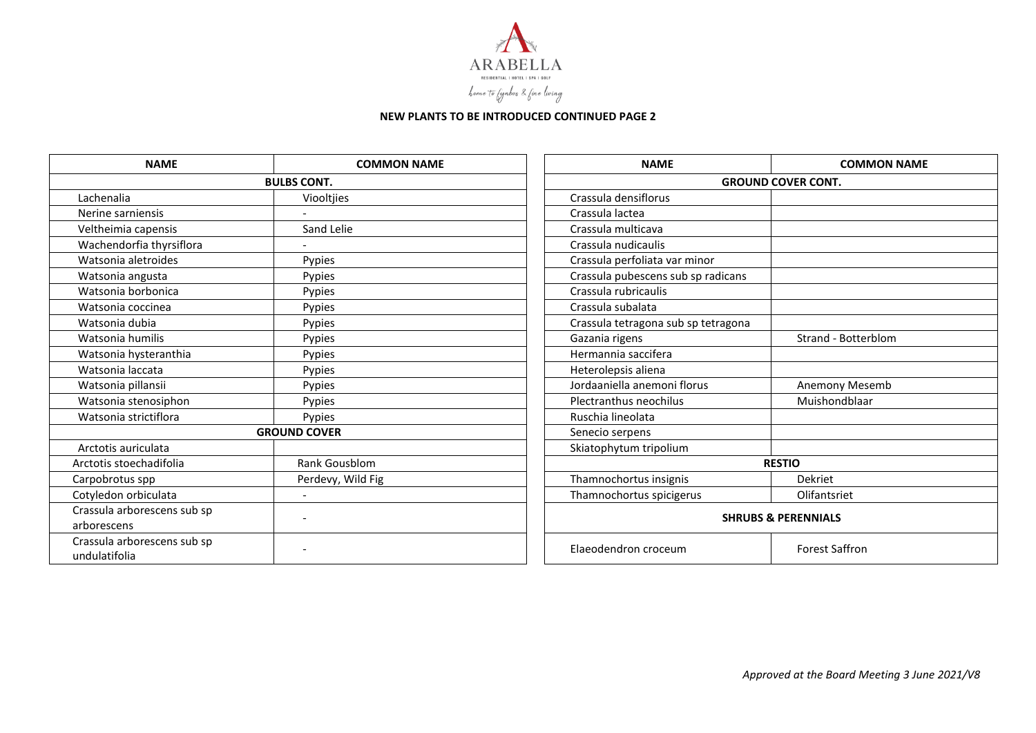ARABELLA

RESIDENTIAL | HOTEL | SPA | GOLF

home to fynbos & fine living

**NEW PLANTS TO BE INTRODUCED CONTINUED PAGE 2**

| NAME | COMMON NAME |
|---|---|
| **BULBS CONT.** | |
| Lachenalia | Viooltjies |
| Nerine sarniensis | - |
| Veltheimia capensis | Sand Lelie |
| Wachendorfia thyrsiflora | - |
| Watsonia aletroides | Pypies |
| Watsonia angusta | Pypies |
| Watsonia borbonica | Pypies |
| Watsonia coccinea | Pypies |
| Watsonia dubia | Pypies |
| Watsonia humilis | Pypies |
| Watsonia hysteranthia | Pypies |
| Watsonia laccata | Pypies |
| Watsonia pillansii | Pypies |
| Watsonia stenosiphon | Pypies |
| Watsonia strictiflora | Pypies |
| **GROUND COVER** | |
| Arctotis auriculata | |
| Arctotis stoechadifolia | Rank Gousblom |
| Carpobrotus spp | Perdevy, Wild Fig |
| Cotyledon orbiculata | - |
| Crassula arborescens sub sp arborescens | - |
| Crassula arborescens sub sp undulatifolia | - |

| NAME | COMMON NAME |
|---|---|
| **GROUND COVER CONT.** | |
| Crassula densiflorus | |
| Crassula lactea | |
| Crassula multicava | |
| Crassula nudicaulis | |
| Crassula perfoliata var minor | |
| Crassula pubescens sub sp radicans | |
| Crassula rubricaulis | |
| Crassula subalata | |
| Crassula tetragona sub sp tetragona | |
| Gazania rigens | Strand - Botterblom |
| Hermannia saccifera | |
| Heterolepsis aliena | |
| Jordaaniella anemoni florus | Anemony Mesemb |
| Plectranthus neochilus | Muishondblaar |
| Ruschia lineolata | |
| Senecio serpens | |
| Skiatophytum tripolium | |
| **RESTIO** | |
| Thamnochortus insignis | Dekriet |
| Thamnochortus spicigerus | Olifantsriet |
| **SHRUBS & PERENNIALS** | |
| Elaeodendron croceum | Forest Saffron |

*Approved at the Board Meeting 3 June 2021/V8*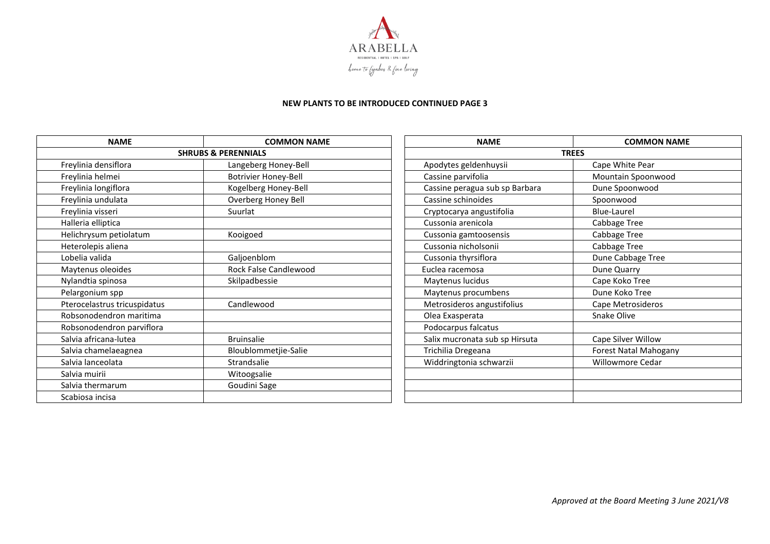ARABELLA

RESIDENTIAL | HOTEL | SPA | GOLF

home to fynbos & fine living

**NEW PLANTS TO BE INTRODUCED CONTINUED PAGE 3**

| NAME | COMMON NAME |
|---|---|
| **SHRUBS & PERENNIALS** | |
| Freylinia densiflora | Langeberg Honey-Bell |
| Freylinia helmei | Botrivier Honey-Bell |
| Freylinia longiflora | Kogelberg Honey-Bell |
| Freylinia undulata | Overberg Honey Bell |
| Freylinia visseri | Suurlat |
| Halleria elliptica | |
| Helichrysum petiolatum | Kooigoed |
| Heterolepis aliena | |
| Lobelia valida | Galjoenblom |
| Maytenus oleoides | Rock False Candlewood |
| Nylandtia spinosa | Skilpadbessie |
| Pelargonium spp | |
| Pterocelastrus tricuspidatus | Candlewood |
| Robsonodendron maritima | |
| Robsonodendron parviflora | |
| Salvia africana-lutea | Bruinsalie |
| Salvia chamelaeagnea | Bloublommetjie-Salie |
| Salvia lanceolata | Strandsalie |
| Salvia muirii | Witoogsalie |
| Salvia thermarum | Goudini Sage |
| Scabiosa incisa | |

| NAME | COMMON NAME |
|---|---|
| **TREES** | |
| Apodytes geldenhuysii | Cape White Pear |
| Cassine parvifolia | Mountain Spoonwood |
| Cassine peragua sub sp Barbara | Dune Spoonwood |
| Cassine schinoides | Spoonwood |
| Cryptocarya angustifolia | Blue-Laurel |
| Cussonia arenicola | Cabbage Tree |
| Cussonia gamtoosensis | Cabbage Tree |
| Cussonia nicholsonii | Cabbage Tree |
| Cussonia thyrsiflora | Dune Cabbage Tree |
| Euclea racemosa | Dune Quarry |
| Maytenus lucidus | Cape Koko Tree |
| Maytenus procumbens | Dune Koko Tree |
| Metrosideros angustifolius | Cape Metrosideros |
| Olea Exasperata | Snake Olive |
| Podocarpus falcatus | |
| Salix mucronata sub sp Hirsuta | Cape Silver Willow |
| Trichilia Dregeana | Forest Natal Mahogany |
| Widdringtonia schwarzii | Willowmore Cedar |
| | |
| | |
| | |

*Approved at the Board Meeting 3 June 2021/V8*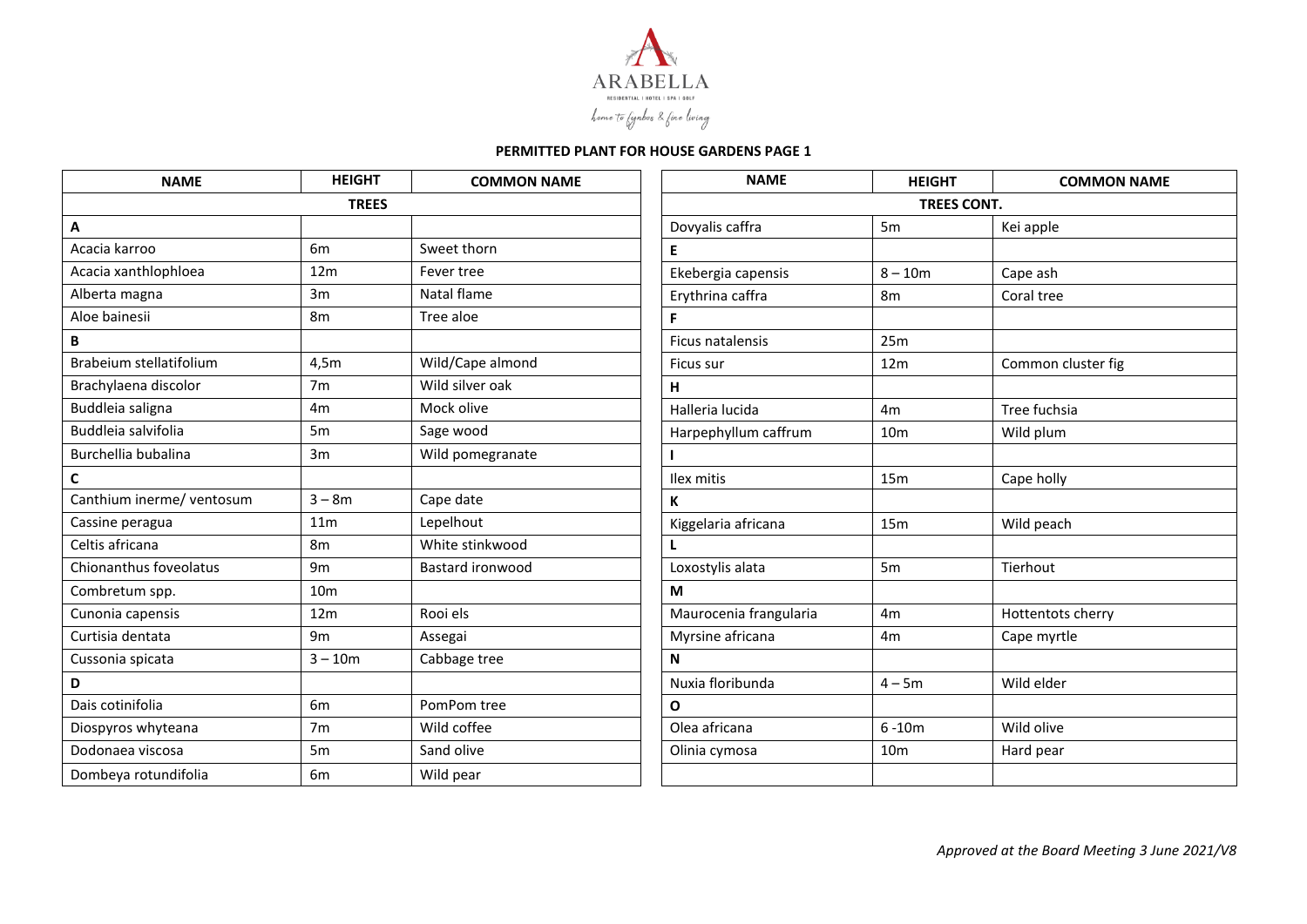ARABELLA

RESIDENTIAL | HOTEL | SPA | GOLF

home to fynbos & fine living

**PERMITTED PLANT FOR HOUSE GARDENS PAGE 1**

| NAME | HEIGHT | COMMON NAME |
|---|---|---|
| **TREES** | | |
| **A** | | |
| Acacia karroo | 6m | Sweet thorn |
| Acacia xanthophloea | 12m | Fever tree |
| Alberta magna | 3m | Natal flame |
| Aloe bainesii | 8m | Tree aloe |
| **B** | | |
| Brabeium stellatifolium | 4,5m | Wild/Cape almond |
| Brachylaena discolor | 7m | Wild silver oak |
| Buddleia saligna | 4m | Mock olive |
| Buddleia salvifolia | 5m | Sage wood |
| Burchellia bubalina | 3m | Wild pomegranate |
| **C** | | |
| Canthium inerme/ ventosum | 3 – 8m | Cape date |
| Cassine peragua | 11m | Lepelhout |
| Celtis africana | 8m | White stinkwood |
| Chionanthus foveolatus | 9m | Bastard ironwood |
| Combretum spp. | 10m | |
| Cunonia capensis | 12m | Rooi els |
| Curtisia dentata | 9m | Assegai |
| Cussonia spicata | 3 – 10m | Cabbage tree |
| **D** | | |
| Dais cotinifolia | 6m | PomPom tree |
| Diospyros whyteana | 7m | Wild coffee |
| Dodonaea viscosa | 5m | Sand olive |
| Dombeya rotundifolia | 6m | Wild pear |

| NAME | HEIGHT | COMMON NAME |
|---|---|---|
| **TREES CONT.** | | |
| Dovyalis caffra | 5m | Kei apple |
| **E** | | |
| Ekebergia capensis | 8 – 10m | Cape ash |
| Erythrina caffra | 8m | Coral tree |
| **F** | | |
| Ficus natalensis | 25m | |
| Ficus sur | 12m | Common cluster fig |
| **H** | | |
| Halleria lucida | 4m | Tree fuchsia |
| Harpephyllum caffrum | 10m | Wild plum |
| **I** | | |
| Ilex mitis | 15m | Cape holly |
| **K** | | |
| Kiggelaria africana | 15m | Wild peach |
| **L** | | |
| Loxostylis alata | 5m | Tierhout |
| **M** | | |
| Maurocenia frangularia | 4m | Hottentots cherry |
| Myrsine africana | 4m | Cape myrtle |
| **N** | | |
| Nuxia floribunda | 4 – 5m | Wild elder |
| **O** | | |
| Olea africana | 6 -10m | Wild olive |
| Olinia cymosa | 10m | Hard pear |
| | | |

*Approved at the Board Meeting 3 June 2021/V8*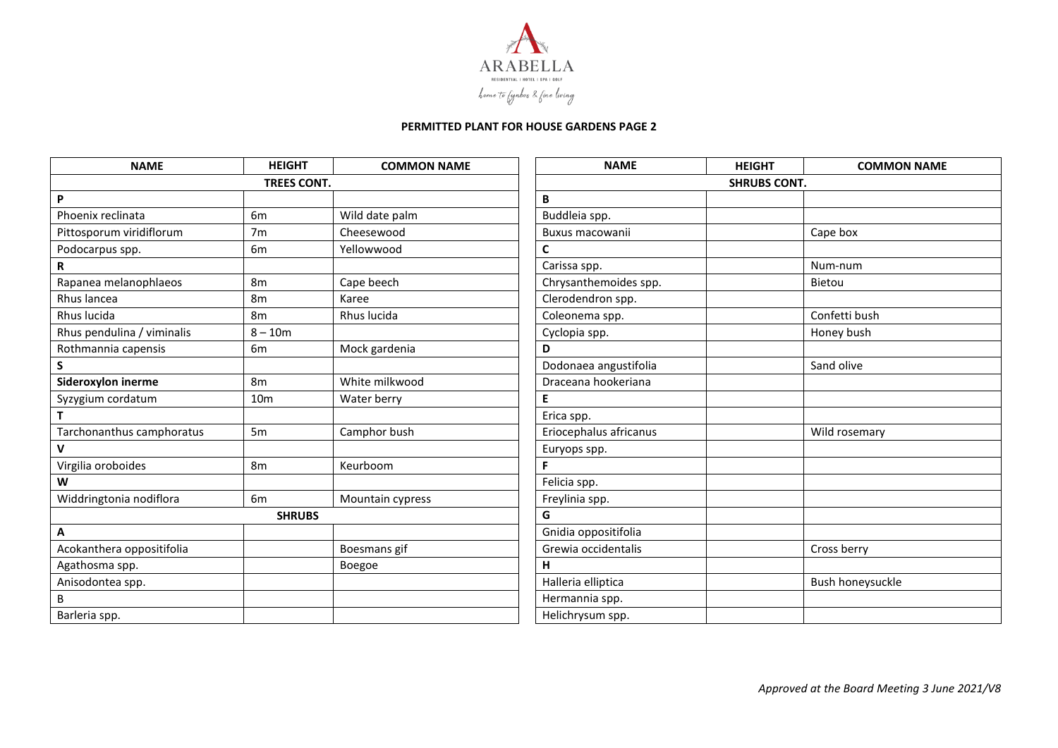**PERMITTED PLANT FOR HOUSE GARDENS PAGE 2**

| NAME | HEIGHT | COMMON NAME |
|---|---|---|
| **TREES CONT.** | | |
| **P** | | |
| Phoenix reclinata | 6m | Wild date palm |
| Pittosporum viridiflorum | 7m | Cheesewood |
| Podocarpus spp. | 6m | Yellowwood |
| **R** | | |
| Rapanea melanophlaeos | 8m | Cape beech |
| Rhus lancea | 8m | Karee |
| Rhus lucida | 8m | Rhus lucida |
| Rhus pendulina / viminalis | 8 – 10m | |
| Rothmannia capensis | 6m | Mock gardenia |
| **S** | | |
| **Sideroxylon inerme** | 8m | White milkwood |
| Syzygium cordatum | 10m | Water berry |
| **T** | | |
| Tarchonanthus camphoratus | 5m | Camphor bush |
| **V** | | |
| Virgilia oroboides | 8m | Keurboom |
| **W** | | |
| Widdringtonia nodiflora | 6m | Mountain cypress |
| **SHRUBS** | | |
| **A** | | |
| Acokanthera oppositifolia | | Boesmans gif |
| Agathosma spp. | | Boegoe |
| Anisodontea spp. | | |
| B | | |
| Barleria spp. | | |

| NAME | HEIGHT | COMMON NAME |
|---|---|---|
| **SHRUBS CONT.** | | |
| **B** | | |
| Buddleia spp. | | |
| Buxus macowanii | | Cape box |
| **C** | | |
| Carissa spp. | | Num-num |
| Chrysanthemoides spp. | | Bietou |
| Clerodendron spp. | | |
| Coleonema spp. | | Confetti bush |
| Cyclopia spp. | | Honey bush |
| **D** | | |
| Dodonaea angustifolia | | Sand olive |
| Draceana hookeriana | | |
| **E** | | |
| Erica spp. | | |
| Eriocephalus africanus | | Wild rosemary |
| Euryops spp. | | |
| **F** | | |
| Felicia spp. | | |
| Freylinia spp. | | |
| **G** | | |
| Gnidia oppositifolia | | |
| Grewia occidentalis | | Cross berry |
| **H** | | |
| Halleria elliptica | | Bush honeysuckle |
| Hermannia spp. | | |
| Helichrysum spp. | | |

*Approved at the Board Meeting 3 June 2021/V8*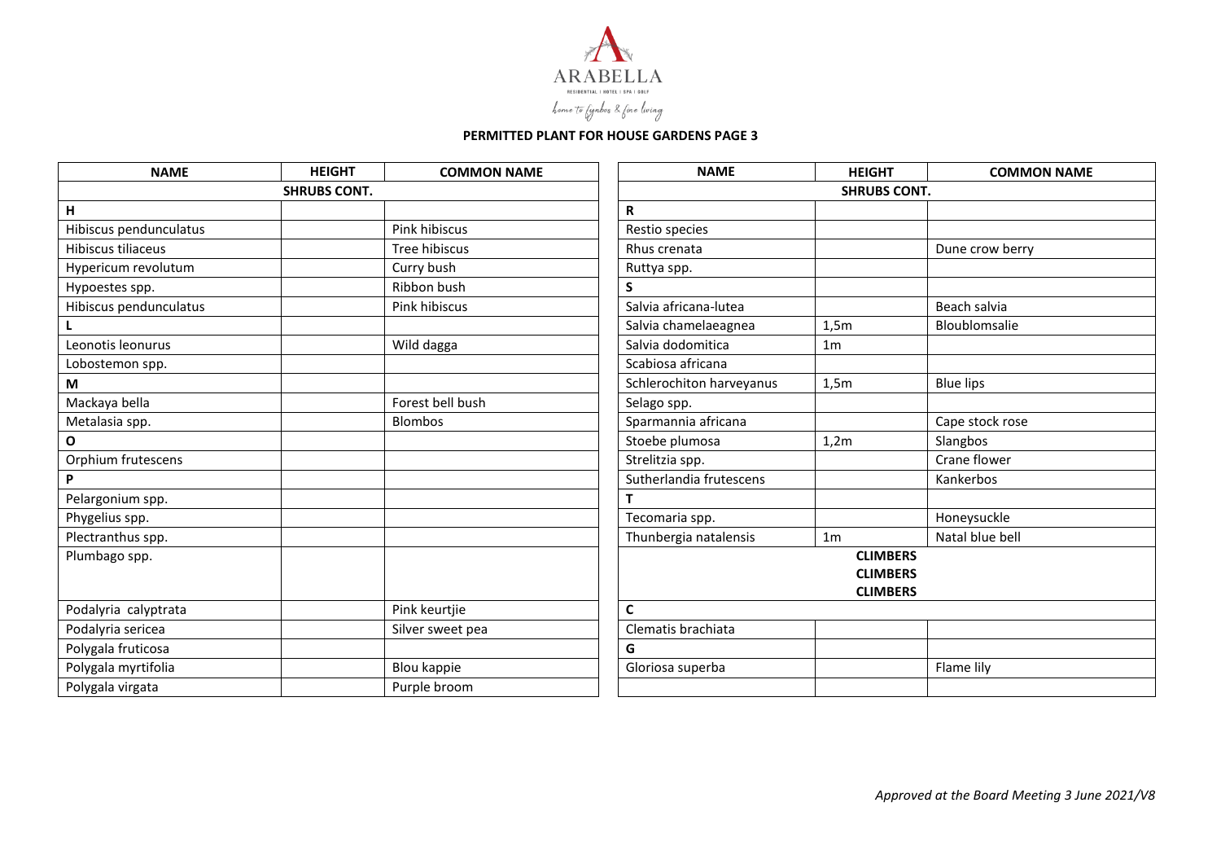ARABELLA

RESIDENTIAL | HOTEL | SPA | GOLF

home to fynbos & fine living

**PERMITTED PLANT FOR HOUSE GARDENS PAGE 3**

| NAME | HEIGHT | COMMON NAME |
|---|---|---|
| **SHRUBS CONT.** | | |
| **H** | | |
| Hibiscus pendunculatus | | Pink hibiscus |
| Hibiscus tiliaceus | | Tree hibiscus |
| Hypericum revolutum | | Curry bush |
| Hypoestes spp. | | Ribbon bush |
| Hibiscus pendunculatus | | Pink hibiscus |
| **L** | | |
| Leonotis leonurus | | Wild dagga |
| Lobostemon spp. | | |
| **M** | | |
| Mackaya bella | | Forest bell bush |
| Metalasia spp. | | Blombos |
| **O** | | |
| Orphium frutescens | | |
| **P** | | |
| Pelargonium spp. | | |
| Phygelius spp. | | |
| Plectranthus spp. | | |
| Plumbago spp. | | |
| Podalyria calyptrata | | Pink keurtjie |
| Podalyria sericea | | Silver sweet pea |
| Polygala fruticosa | | |
| Polygala myrtifolia | | Blou kappie |
| Polygala virgata | | Purple broom |

| NAME | HEIGHT | COMMON NAME |
|---|---|---|
| **SHRUBS CONT.** | | |
| **R** | | |
| Restio species | | |
| Rhus crenata | | Dune crow berry |
| Ruttya spp. | | |
| **S** | | |
| Salvia africana-lutea | | Beach salvia |
| Salvia chamelaeagnea | 1,5m | Bloublomsalie |
| Salvia dodomitica | 1m | |
| Scabiosa africana | | |
| Schlerochiton harveyanus | 1,5m | Blue lips |
| Selago spp. | | |
| Sparmannia africana | | Cape stock rose |
| Stoebe plumosa | 1,2m | Slangbos |
| Strelitzia spp. | | Crane flower |
| Sutherlandia frutescens | | Kankerbos |
| **T** | | |
| Tecomaria spp. | | Honeysuckle |
| Thunbergia natalensis | 1m | Natal blue bell |
| **CLIMBERS** **CLIMBERS** **CLIMBERS** | | |
| **C** | | |
| Clematis brachiata | | |
| **G** | | |
| Gloriosa superba | | Flame lily |
| | | |

*Approved at the Board Meeting 3 June 2021/V8*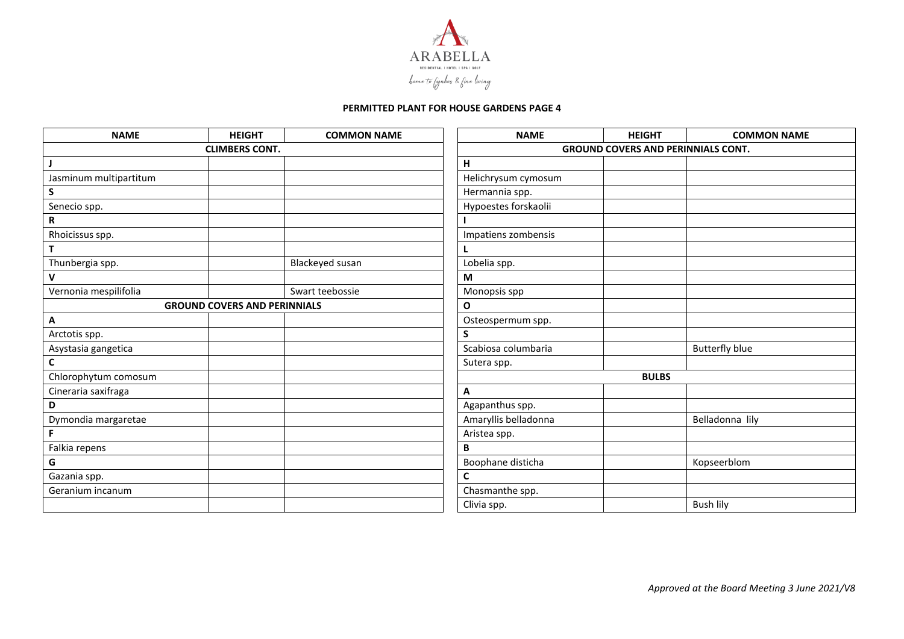ARABELLA

RESIDENTIAL | HOTEL | SPA | GOLF

home to fynbos & fine living

**PERMITTED PLANT FOR HOUSE GARDENS PAGE 4**

| NAME | HEIGHT | COMMON NAME |
|---|---|---|
| **CLIMBERS CONT.** | | |
| **J** | | |
| Jasminum multipartitum | | |
| **S** | | |
| Senecio spp. | | |
| **R** | | |
| Rhoicissus spp. | | |
| **T** | | |
| Thunbergia spp. | | Blackeyed susan |
| **V** | | |
| Vernonia mespilifolia | | Swart teebossie |
| **GROUND COVERS AND PERINNIALS** | | |
| **A** | | |
| Arctotis spp. | | |
| Asystasia gangetica | | |
| **C** | | |
| Chlorophytum comosum | | |
| Cineraria saxifraga | | |
| **D** | | |
| Dymondia margaretae | | |
| **F** | | |
| Falkia repens | | |
| **G** | | |
| Gazania spp. | | |
| Geranium incanum | | |
| | | |

| NAME | HEIGHT | COMMON NAME |
|---|---|---|
| **GROUND COVERS AND PERINNIALS CONT.** | | |
| **H** | | |
| Helichrysum cymosum | | |
| Hermannia spp. | | |
| Hypoestes forskaolii | | |
| **I** | | |
| Impatiens zombensis | | |
| **L** | | |
| Lobelia spp. | | |
| **M** | | |
| Monopsis spp | | |
| **O** | | |
| Osteospermum spp. | | |
| **S** | | |
| Scabiosa columbaria | | Butterfly blue |
| Sutera spp. | | |
| **BULBS** | | |
| **A** | | |
| Agapanthus spp. | | |
| Amaryllis belladonna | | Belladonna lily |
| Aristea spp. | | |
| **B** | | |
| Boophane disticha | | Kopseerblom |
| **C** | | |
| Chasmanthe spp. | | |
| Clivia spp. | | Bush lily |

*Approved at the Board Meeting 3 June 2021/V8*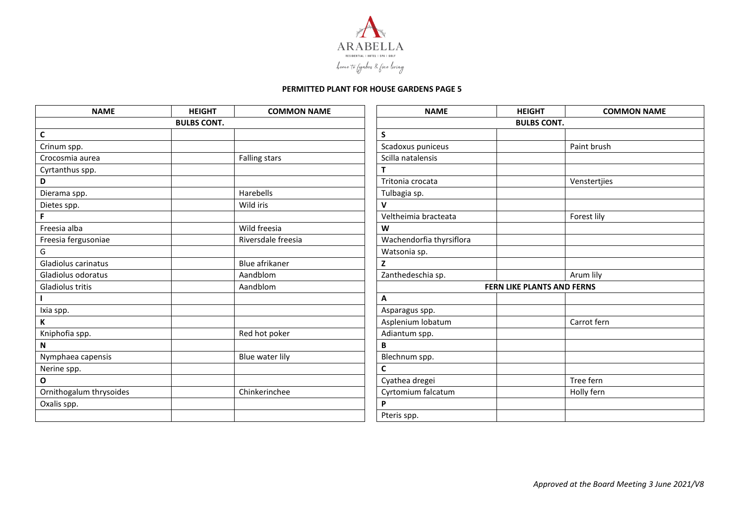ARABELLA

RESIDENTIAL | HOTEL | SPA | GOLF

home to fynbos & fine living

**PERMITTED PLANT FOR HOUSE GARDENS PAGE 5**

| NAME | HEIGHT | COMMON NAME |
|---|---|---|
| **BULBS CONT.** | | |
| **C** | | |
| Crinum spp. | | |
| Crocosmia aurea | | Falling stars |
| Cyrtanthus spp. | | |
| **D** | | |
| Dierama spp. | | Harebells |
| Dietes spp. | | Wild iris |
| **F** | | |
| Freesia alba | | Wild freesia |
| Freesia fergusoniae | | Riversdale freesia |
| G | | |
| Gladiolus carinatus | | Blue afrikaner |
| Gladiolus odoratus | | Aandblom |
| Gladiolus tritis | | Aandblom |
| **I** | | |
| Ixia spp. | | |
| **K** | | |
| Kniphofia spp. | | Red hot poker |
| **N** | | |
| Nymphaea capensis | | Blue water lily |
| Nerine spp. | | |
| **O** | | |
| Ornithogalum thrysoides | | Chinkerinchee |
| Oxalis spp. | | |
| | | |

| NAME | HEIGHT | COMMON NAME |
|---|---|---|
| **BULBS CONT.** | | |
| **S** | | |
| Scadoxus puniceus | | Paint brush |
| Scilla natalensis | | |
| **T** | | |
| Tritonia crocata | | Venstertjies |
| Tulbagia sp. | | |
| **V** | | |
| Veltheimia bracteata | | Forest lily |
| **W** | | |
| Wachendorfia thyrsiflora | | |
| Watsonia sp. | | |
| **Z** | | |
| Zanthedeschia sp. | | Arum lily |
| **FERN LIKE PLANTS AND FERNS** | | |
| **A** | | |
| Asparagus spp. | | |
| Asplenium lobatum | | Carrot fern |
| Adiantum spp. | | |
| **B** | | |
| Blechnum spp. | | |
| **C** | | |
| Cyathea dregei | | Tree fern |
| Cyrtomium falcatum | | Holly fern |
| **P** | | |
| Pteris spp. | | |

*Approved at the Board Meeting 3 June 2021/V8*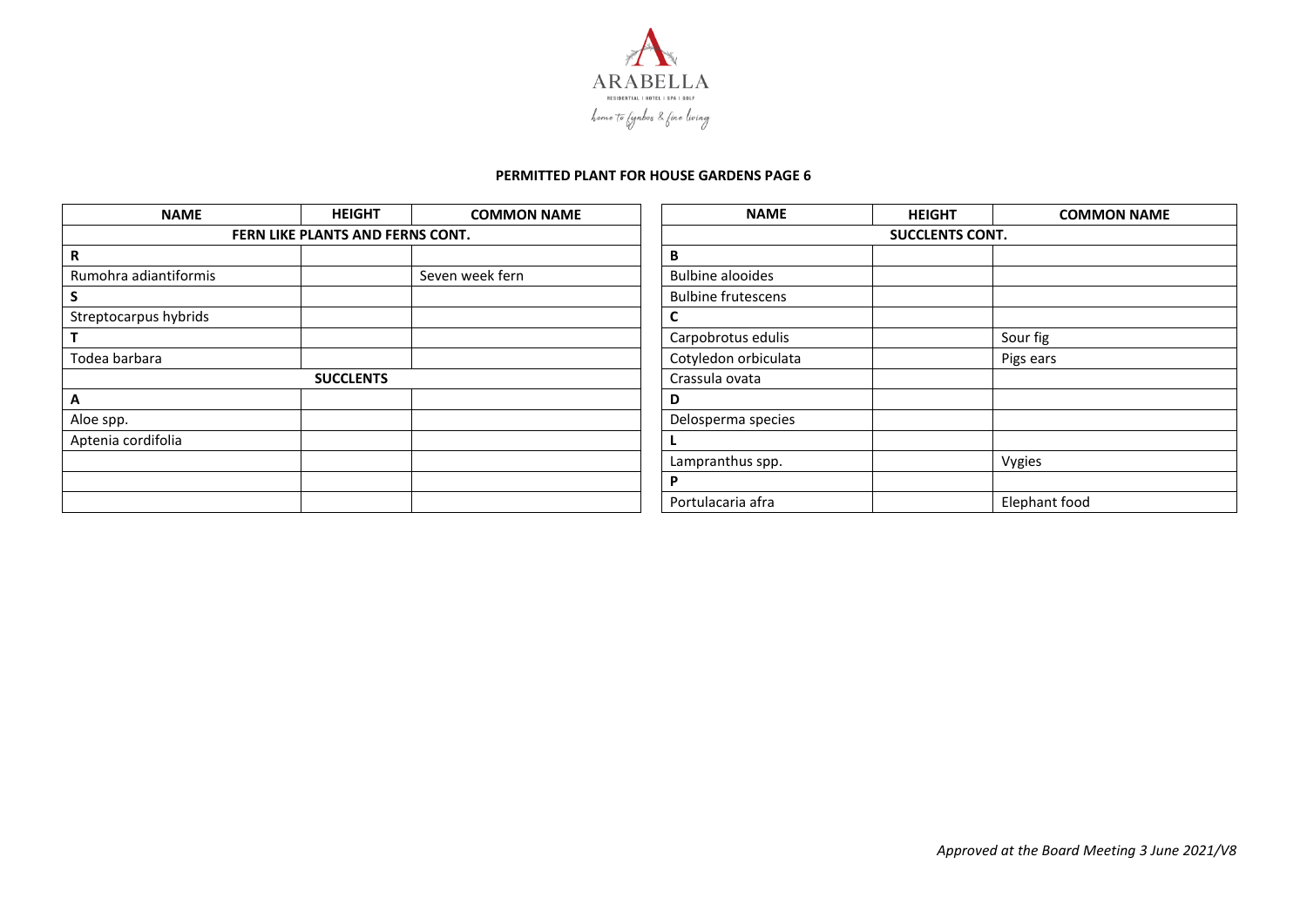ARABELLA

RESIDENTIAL | HOTEL | SPA | GOLF

home to fynbos & fine living

**PERMITTED PLANT FOR HOUSE GARDENS PAGE 6**

| NAME | HEIGHT | COMMON NAME |
|---|---|---|
| **FERN LIKE PLANTS AND FERNS CONT.** | | |
| **R** | | |
| Rumohra adiantiformis | | Seven week fern |
| **S** | | |
| Streptocarpus hybrids | | |
| **T** | | |
| Todea barbara | | |
| **SUCCLENTS** | | |
| **A** | | |
| Aloe spp. | | |
| Aptenia cordifolia | | |
| | | |
| | | |
| | | |

| NAME | HEIGHT | COMMON NAME |
|---|---|---|
| **SUCCLENTS CONT.** | | |
| **B** | | |
| Bulbine alooides | | |
| Bulbine frutescens | | |
| **C** | | |
| Carpobrotus edulis | | Sour fig |
| Cotyledon orbiculata | | Pigs ears |
| Crassula ovata | | |
| **D** | | |
| Delosperma species | | |
| **L** | | |
| Lampranthus spp. | | Vygies |
| **P** | | |
| Portulacaria afra | | Elephant food |

*Approved at the Board Meeting 3 June 2021/V8*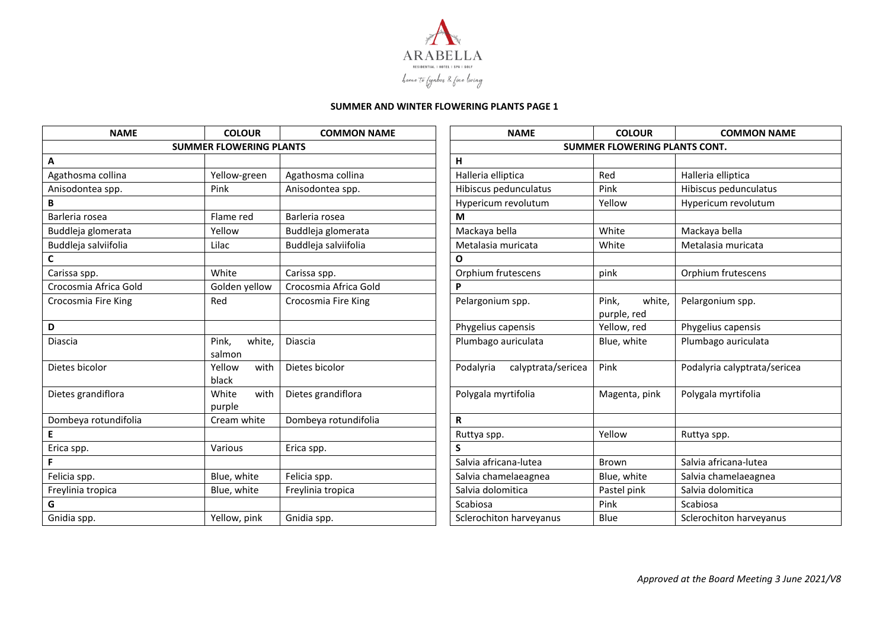ARABELLA

RESIDENTIAL | HOTEL | SPA | GOLF

home to fynbos & fine living

## SUMMER AND WINTER FLOWERING PLANTS PAGE 1

| NAME | COLOUR | COMMON NAME |
|---|---|---|
| **SUMMER FLOWERING PLANTS** | | |
| **A** | | |
| Agathosma collina | Yellow-green | Agathosma collina |
| Anisodontea spp. | Pink | Anisodontea spp. |
| **B** | | |
| Barleria rosea | Flame red | Barleria rosea |
| Buddleja glomerata | Yellow | Buddleja glomerata |
| Buddleja salviifolia | Lilac | Buddleja salviifolia |
| **C** | | |
| Carissa spp. | White | Carissa spp. |
| Crocosmia Africa Gold | Golden yellow | Crocosmia Africa Gold |
| Crocosmia Fire King | Red | Crocosmia Fire King |
| **D** | | |
| Diascia | Pink, white, salmon | Diascia |
| Dietes bicolor | Yellow with black | Dietes bicolor |
| Dietes grandiflora | White with purple | Dietes grandiflora |
| Dombeya rotundifolia | Cream white | Dombeya rotundifolia |
| **E** | | |
| Erica spp. | Various | Erica spp. |
| **F** | | |
| Felicia spp. | Blue, white | Felicia spp. |
| Freylinia tropica | Blue, white | Freylinia tropica |
| **G** | | |
| Gnidia spp. | Yellow, pink | Gnidia spp. |

| NAME | COLOUR | COMMON NAME |
|---|---|---|
| **SUMMER FLOWERING PLANTS CONT.** | | |
| **H** | | |
| Halleria elliptica | Red | Halleria elliptica |
| Hibiscus pedunculatus | Pink | Hibiscus pedunculatus |
| Hypericum revolutum | Yellow | Hypericum revolutum |
| **M** | | |
| Mackaya bella | White | Mackaya bella |
| Metalasia muricata | White | Metalasia muricata |
| **O** | | |
| Orphium frutescens | pink | Orphium frutescens |
| **P** | | |
| Pelargonium spp. | Pink, white, purple, red | Pelargonium spp. |
| Phygelius capensis | Yellow, red | Phygelius capensis |
| Plumbago auriculata | Blue, white | Plumbago auriculata |
| Podalyria calyptrata/sericea | Pink | Podalyria calyptrata/sericea |
| Polygala myrtifolia | Magenta, pink | Polygala myrtifolia |
| **R** | | |
| Ruttya spp. | Yellow | Ruttya spp. |
| **S** | | |
| Salvia africana-lutea | Brown | Salvia africana-lutea |
| Salvia chamelaeagnea | Blue, white | Salvia chamelaeagnea |
| Salvia dolomitica | Pastel pink | Salvia dolomitica |
| Scabiosa | Pink | Scabiosa |
| Sclerochiton harveyanus | Blue | Sclerochiton harveyanus |

*Approved at the Board Meeting 3 June 2021/V8*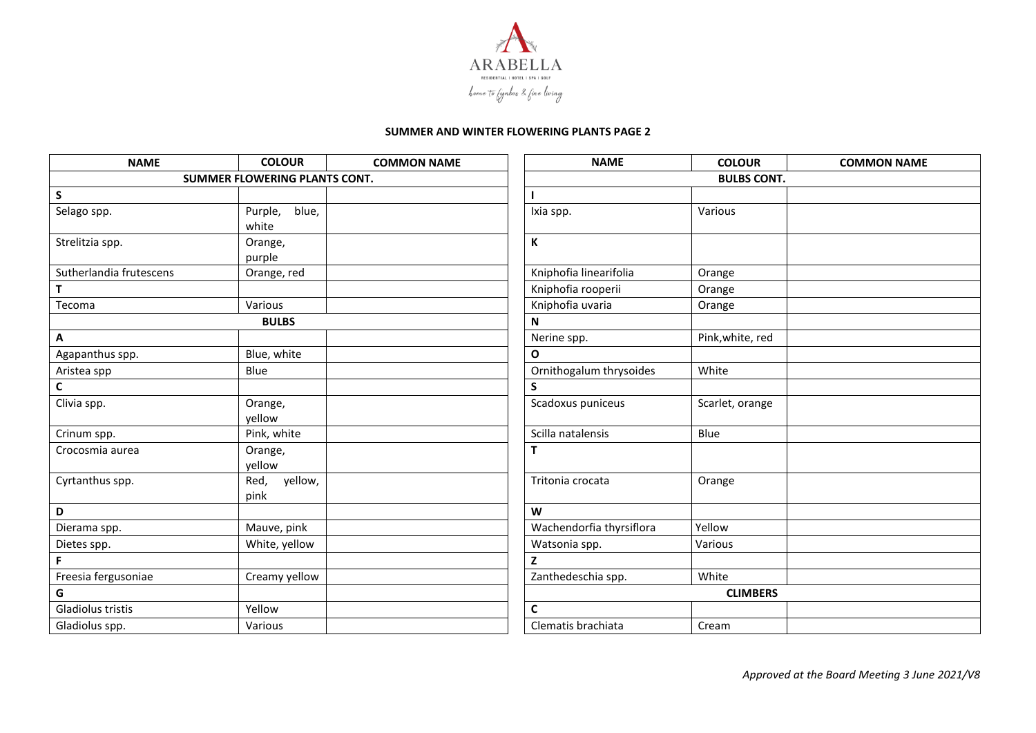ARABELLA

RESIDENTIAL | HOTEL | SPA | GOLF

home to fynbos & fine living

**SUMMER AND WINTER FLOWERING PLANTS PAGE 2**

| NAME | COLOUR | COMMON NAME |
|---|---|---|
| **SUMMER FLOWERING PLANTS CONT.** | | |
| **S** | | |
| Selago spp. | Purple, blue, white | |
| Strelitzia spp. | Orange, purple | |
| Sutherlandia frutescens | Orange, red | |
| **T** | | |
| Tecoma | Various | |
| **BULBS** | | |
| **A** | | |
| Agapanthus spp. | Blue, white | |
| Aristea spp | Blue | |
| **C** | | |
| Clivia spp. | Orange, yellow | |
| Crinum spp. | Pink, white | |
| Crocosmia aurea | Orange, yellow | |
| Cyrtanthus spp. | Red, yellow, pink | |
| **D** | | |
| Dierama spp. | Mauve, pink | |
| Dietes spp. | White, yellow | |
| **F** | | |
| Freesia fergusoniae | Creamy yellow | |
| **G** | | |
| Gladiolus tristis | Yellow | |
| Gladiolus spp. | Various | |

| NAME | COLOUR | COMMON NAME |
|---|---|---|
| **BULBS CONT.** | | |
| **I** | | |
| Ixia spp. | Various | |
| **K** | | |
| Kniphofia linearifolia | Orange | |
| Kniphofia rooperii | Orange | |
| Kniphofia uvaria | Orange | |
| **N** | | |
| Nerine spp. | Pink,white, red | |
| **O** | | |
| Ornithogalum thrysoides | White | |
| **S** | | |
| Scadoxus puniceus | Scarlet, orange | |
| Scilla natalensis | Blue | |
| **T** | | |
| Tritonia crocata | Orange | |
| **W** | | |
| Wachendorfia thyrsiflora | Yellow | |
| Watsonia spp. | Various | |
| **Z** | | |
| Zanthedeschia spp. | White | |
| **CLIMBERS** | | |
| **C** | | |
| Clematis brachiata | Cream | |

*Approved at the Board Meeting 3 June 2021/V8*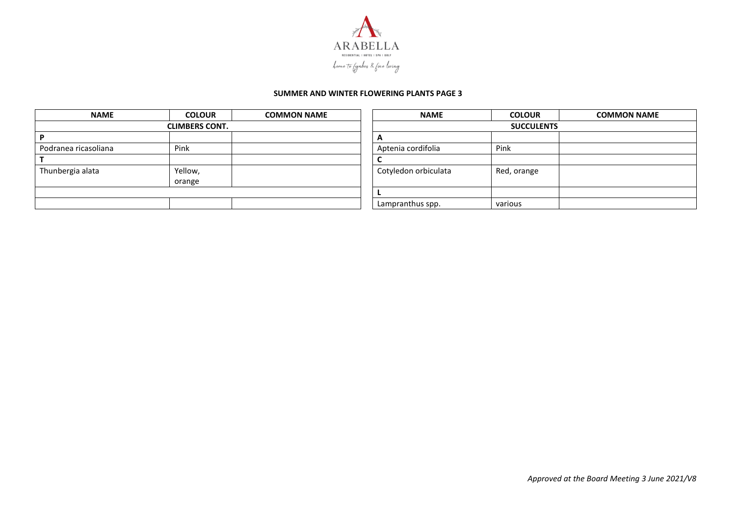**SUMMER AND WINTER FLOWERING PLANTS PAGE 3**

| NAME | COLOUR | COMMON NAME |
|---|---|---|
| **CLIMBERS CONT.** | | |
| **P** | | |
| Podranea ricasoliana | Pink | |
| **T** | | |
| Thunbergia alata | Yellow, orange | |
| | | |
| | | |

| NAME | COLOUR | COMMON NAME |
|---|---|---|
| **SUCCULENTS** | | |
| **A** | | |
| Aptenia cordifolia | Pink | |
| **C** | | |
| Cotyledon orbiculata | Red, orange | |
| **L** | | |
| Lampranthus spp. | various | |

*Approved at the Board Meeting 3 June 2021/V8*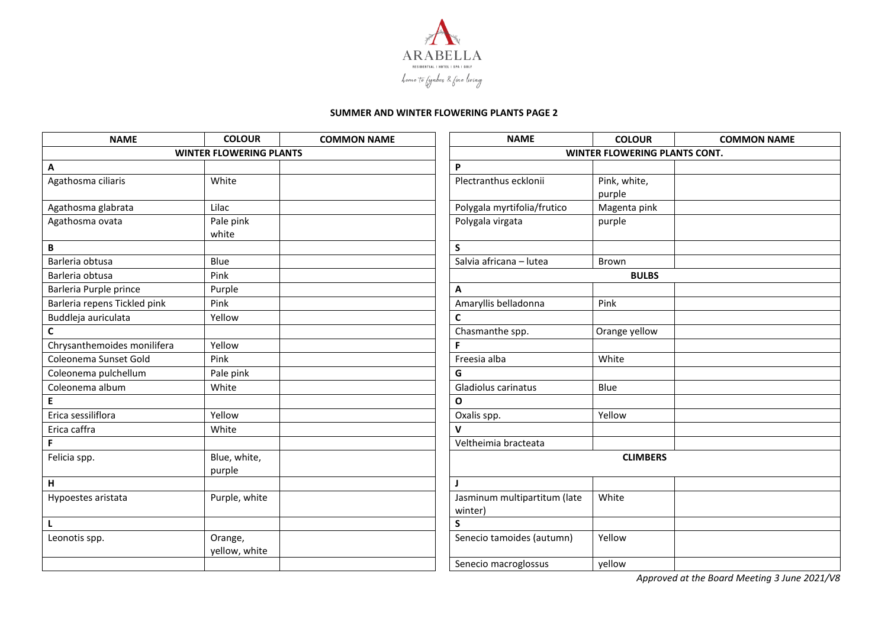ARABELLA

RESIDENTIAL | HOTEL | SPA | GOLF

home to fynbos & fine living

**SUMMER AND WINTER FLOWERING PLANTS PAGE 2**

| NAME | COLOUR | COMMON NAME |
|---|---|---|
| **WINTER FLOWERING PLANTS** | | |
| **A** | | |
| Agathosma ciliaris | White | |
| Agathosma glabrata | Lilac | |
| Agathosma ovata | Pale pink white | |
| **B** | | |
| Barleria obtusa | Blue | |
| Barleria obtusa | Pink | |
| Barleria Purple prince | Purple | |
| Barleria repens Tickled pink | Pink | |
| Buddleja auriculata | Yellow | |
| **C** | | |
| Chrysanthemoides monilifera | Yellow | |
| Coleonema Sunset Gold | Pink | |
| Coleonema pulchellum | Pale pink | |
| Coleonema album | White | |
| **E** | | |
| Erica sessiliflora | Yellow | |
| Erica caffra | White | |
| **F** | | |
| Felicia spp. | Blue, white, purple | |
| **H** | | |
| Hypoestes aristata | Purple, white | |
| **L** | | |
| Leonotis spp. | Orange, yellow, white | |
| | | |

| NAME | COLOUR | COMMON NAME |
|---|---|---|
| **WINTER FLOWERING PLANTS CONT.** | | |
| **P** | | |
| Plectranthus ecklonii | Pink, white, purple | |
| Polygala myrtifolia/frutico | Magenta pink | |
| Polygala virgata | purple | |
| **S** | | |
| Salvia africana – lutea | Brown | |
| **BULBS** | | |
| **A** | | |
| Amaryllis belladonna | Pink | |
| **C** | | |
| Chasmanthe spp. | Orange yellow | |
| **F** | | |
| Freesia alba | White | |
| **G** | | |
| Gladiolus carinatus | Blue | |
| **O** | | |
| Oxalis spp. | Yellow | |
| **V** | | |
| Veltheimia bracteata | | |
| **CLIMBERS** | | |
| **J** | | |
| Jasminum multipartitum (late winter) | White | |
| **S** | | |
| Senecio tamoides (autumn) | Yellow | |
| Senecio macroglossus | yellow | |

*Approved at the Board Meeting 3 June 2021/V8*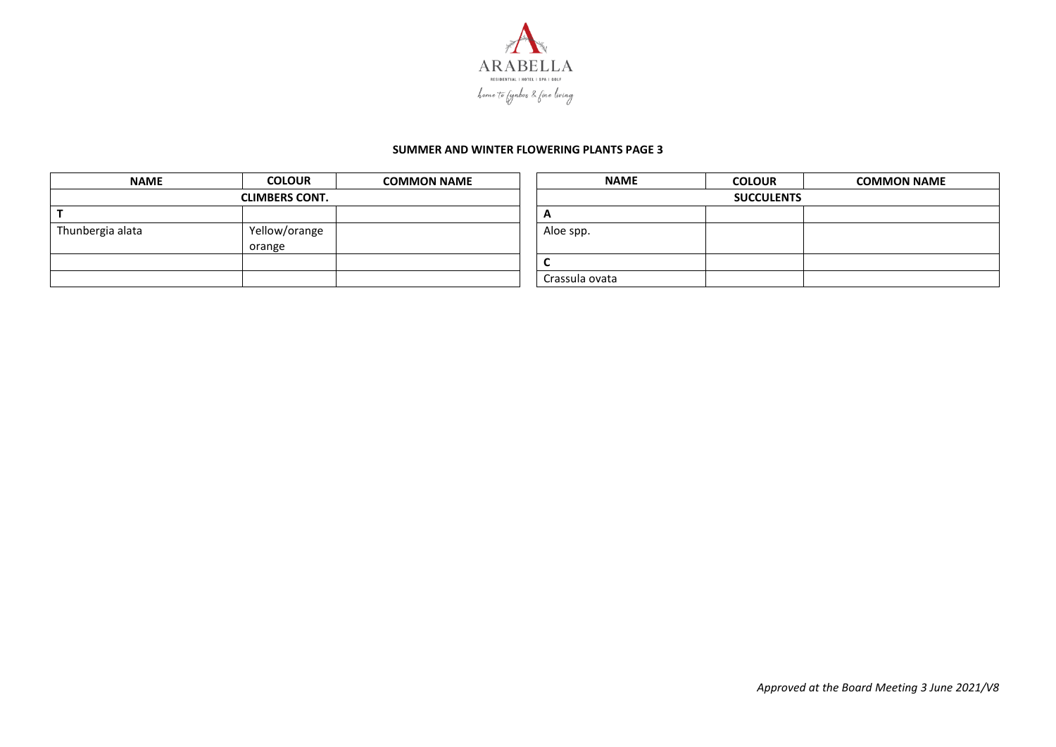**SUMMER AND WINTER FLOWERING PLANTS PAGE 3**

| NAME | COLOUR | COMMON NAME |
|---|---|---|
| **CLIMBERS CONT.** | | |
| **T** | | |
| Thunbergia alata | Yellow/orange orange | |
| | | |
| | | |

| NAME | COLOUR | COMMON NAME |
|---|---|---|
| **SUCCULENTS** | | |
| **A** | | |
| Aloe spp. | | |
| **C** | | |
| Crassula ovata | | |

*Approved at the Board Meeting 3 June 2021/V8*